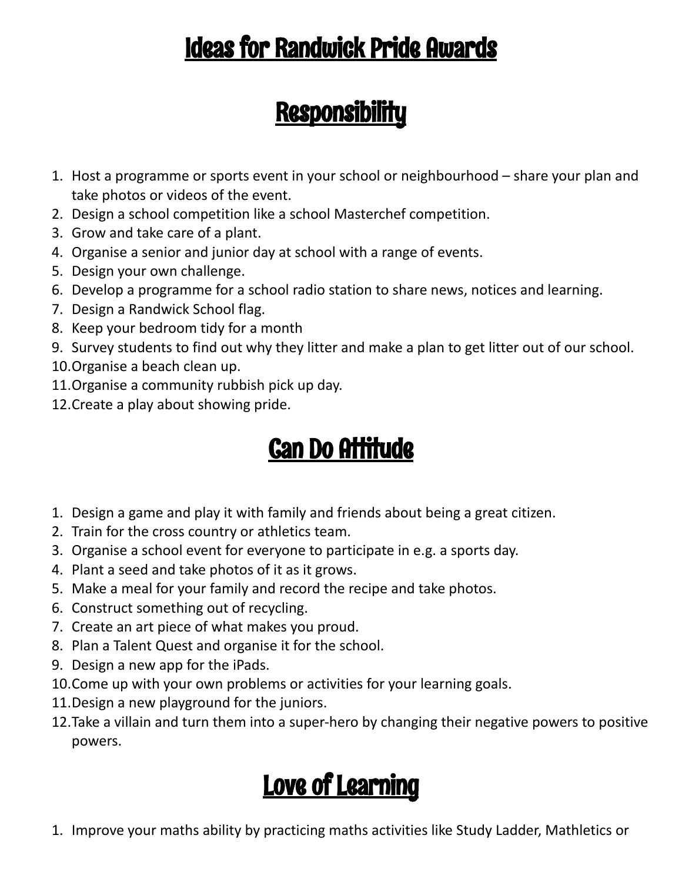# Ideas for Randwick Pride Awards

## Responsibility

1. Host a programme or sports event in your school or neighbourhood – share your plan and take photos or videos of the event.
2. Design a school competition like a school Masterchef competition.
3. Grow and take care of a plant.
4. Organise a senior and junior day at school with a range of events.
5. Design your own challenge.
6. Develop a programme for a school radio station to share news, notices and learning.
7. Design a Randwick School flag.
8. Keep your bedroom tidy for a month
9. Survey students to find out why they litter and make a plan to get litter out of our school.
10. Organise a beach clean up.
11. Organise a community rubbish pick up day.
12. Create a play about showing pride.

## Can Do Attitude

1. Design a game and play it with family and friends about being a great citizen.
2. Train for the cross country or athletics team.
3. Organise a school event for everyone to participate in e.g. a sports day.
4. Plant a seed and take photos of it as it grows.
5. Make a meal for your family and record the recipe and take photos.
6. Construct something out of recycling.
7. Create an art piece of what makes you proud.
8. Plan a Talent Quest and organise it for the school.
9. Design a new app for the iPads.
10. Come up with your own problems or activities for your learning goals.
11. Design a new playground for the juniors.
12. Take a villain and turn them into a super-hero by changing their negative powers to positive powers.

## Love of Learning

1. Improve your maths ability by practicing maths activities like Study Ladder, Mathletics or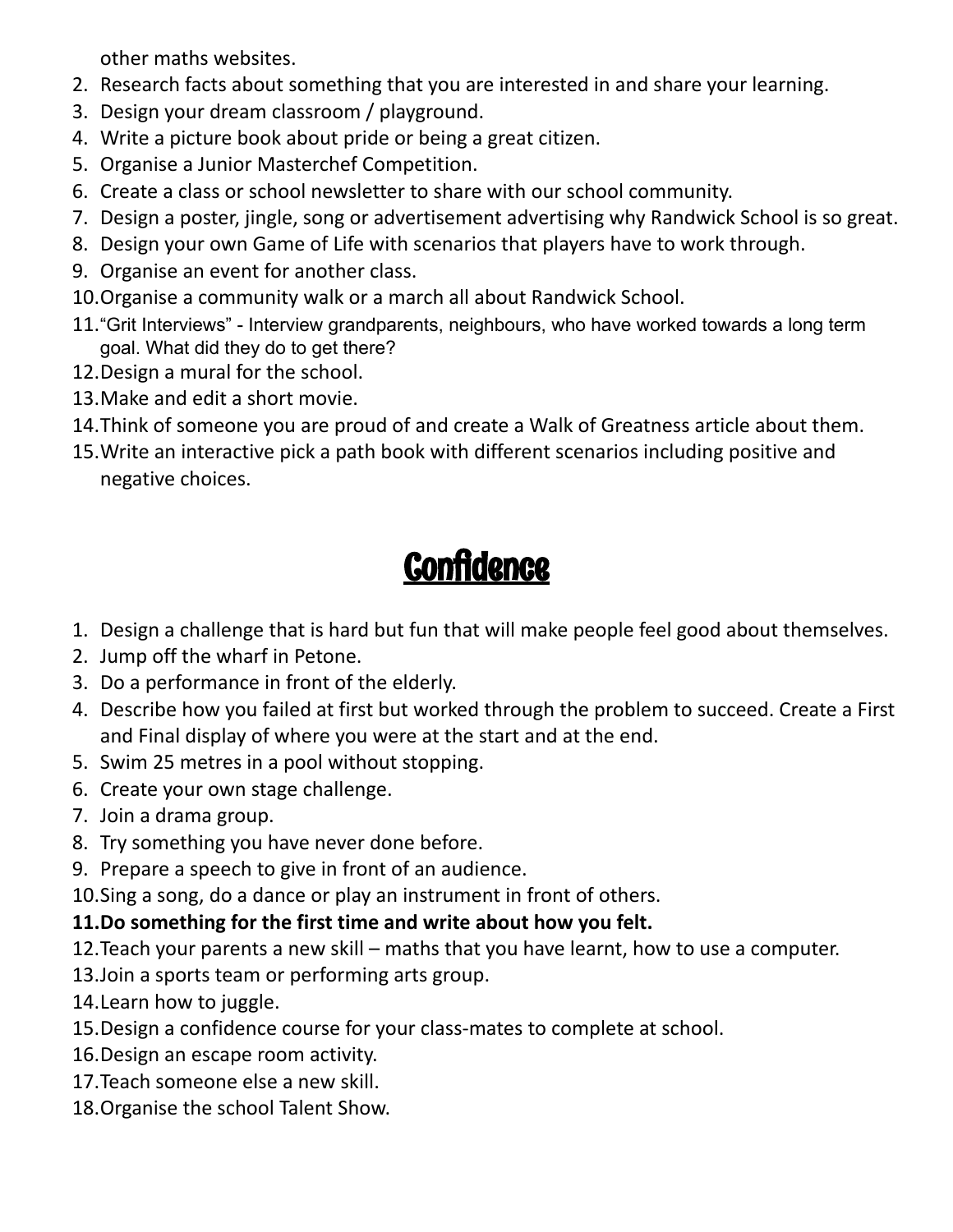other maths websites.

2. Research facts about something that you are interested in and share your learning.
3. Design your dream classroom / playground.
4. Write a picture book about pride or being a great citizen.
5. Organise a Junior Masterchef Competition.
6. Create a class or school newsletter to share with our school community.
7. Design a poster, jingle, song or advertisement advertising why Randwick School is so great.
8. Design your own Game of Life with scenarios that players have to work through.
9. Organise an event for another class.
10. Organise a community walk or a march all about Randwick School.
11. “Grit Interviews” - Interview grandparents, neighbours, who have worked towards a long term goal. What did they do to get there?
12. Design a mural for the school.
13. Make and edit a short movie.
14. Think of someone you are proud of and create a Walk of Greatness article about them.
15. Write an interactive pick a path book with different scenarios including positive and negative choices.

# Confidence

1. Design a challenge that is hard but fun that will make people feel good about themselves.
2. Jump off the wharf in Petone.
3. Do a performance in front of the elderly.
4. Describe how you failed at first but worked through the problem to succeed. Create a First and Final display of where you were at the start and at the end.
5. Swim 25 metres in a pool without stopping.
6. Create your own stage challenge.
7. Join a drama group.
8. Try something you have never done before.
9. Prepare a speech to give in front of an audience.
10. Sing a song, do a dance or play an instrument in front of others.
11. **Do something for the first time and write about how you felt.**
12. Teach your parents a new skill – maths that you have learnt, how to use a computer.
13. Join a sports team or performing arts group.
14. Learn how to juggle.
15. Design a confidence course for your class-mates to complete at school.
16. Design an escape room activity.
17. Teach someone else a new skill.
18. Organise the school Talent Show.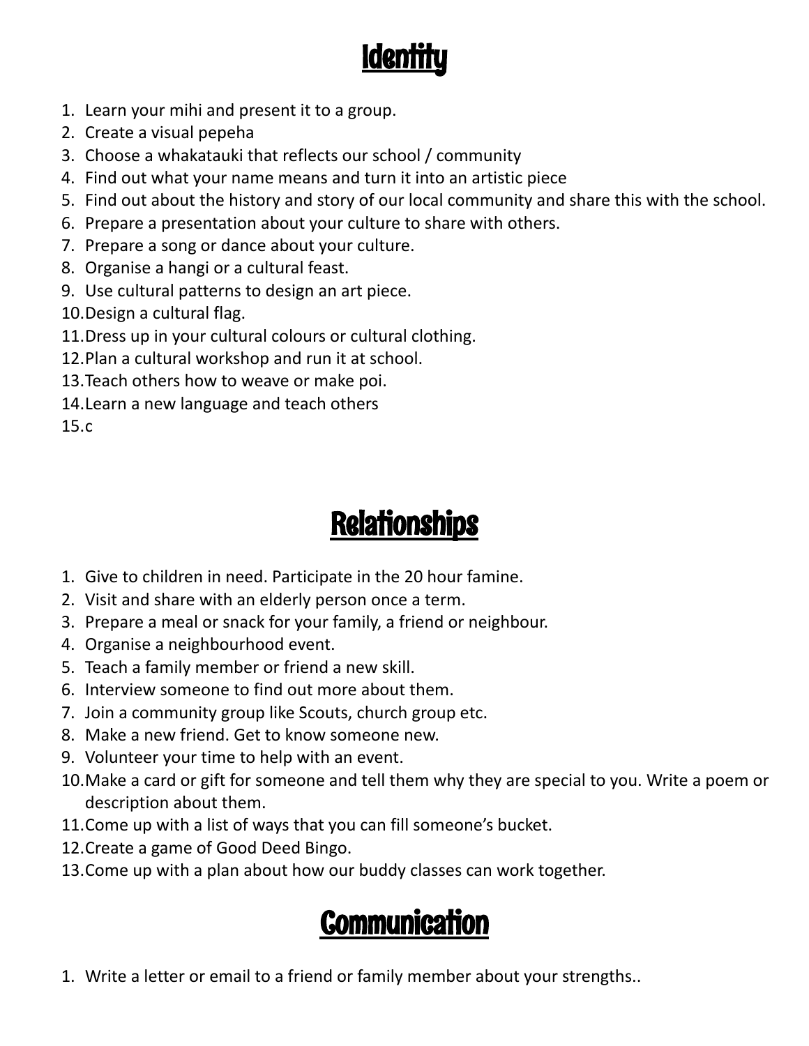# Identity

1. Learn your mihi and present it to a group.
2. Create a visual pepeha
3. Choose a whakatauki that reflects our school / community
4. Find out what your name means and turn it into an artistic piece
5. Find out about the history and story of our local community and share this with the school.
6. Prepare a presentation about your culture to share with others.
7. Prepare a song or dance about your culture.
8. Organise a hangi or a cultural feast.
9. Use cultural patterns to design an art piece.
10. Design a cultural flag.
11. Dress up in your cultural colours or cultural clothing.
12. Plan a cultural workshop and run it at school.
13. Teach others how to weave or make poi.
14. Learn a new language and teach others
15. c

# Relationships

1. Give to children in need. Participate in the 20 hour famine.
2. Visit and share with an elderly person once a term.
3. Prepare a meal or snack for your family, a friend or neighbour.
4. Organise a neighbourhood event.
5. Teach a family member or friend a new skill.
6. Interview someone to find out more about them.
7. Join a community group like Scouts, church group etc.
8. Make a new friend. Get to know someone new.
9. Volunteer your time to help with an event.
10. Make a card or gift for someone and tell them why they are special to you. Write a poem or description about them.
11. Come up with a list of ways that you can fill someone's bucket.
12. Create a game of Good Deed Bingo.
13. Come up with a plan about how our buddy classes can work together.

# Communication

1. Write a letter or email to a friend or family member about your strengths..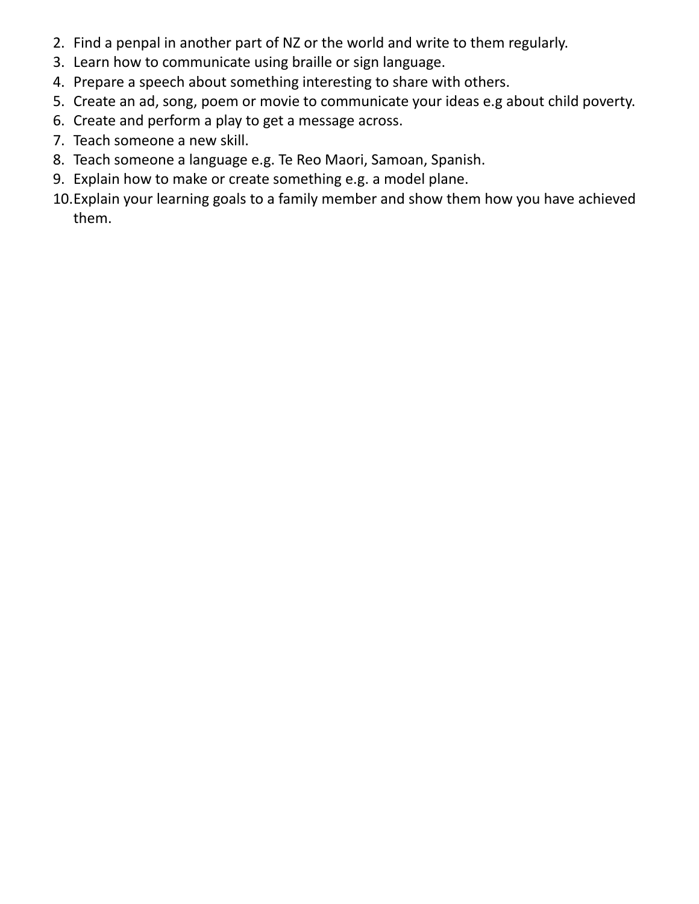2. Find a penpal in another part of NZ or the world and write to them regularly.
3. Learn how to communicate using braille or sign language.
4. Prepare a speech about something interesting to share with others.
5. Create an ad, song, poem or movie to communicate your ideas e.g about child poverty.
6. Create and perform a play to get a message across.
7. Teach someone a new skill.
8. Teach someone a language e.g. Te Reo Maori, Samoan, Spanish.
9. Explain how to make or create something e.g. a model plane.
10. Explain your learning goals to a family member and show them how you have achieved them.